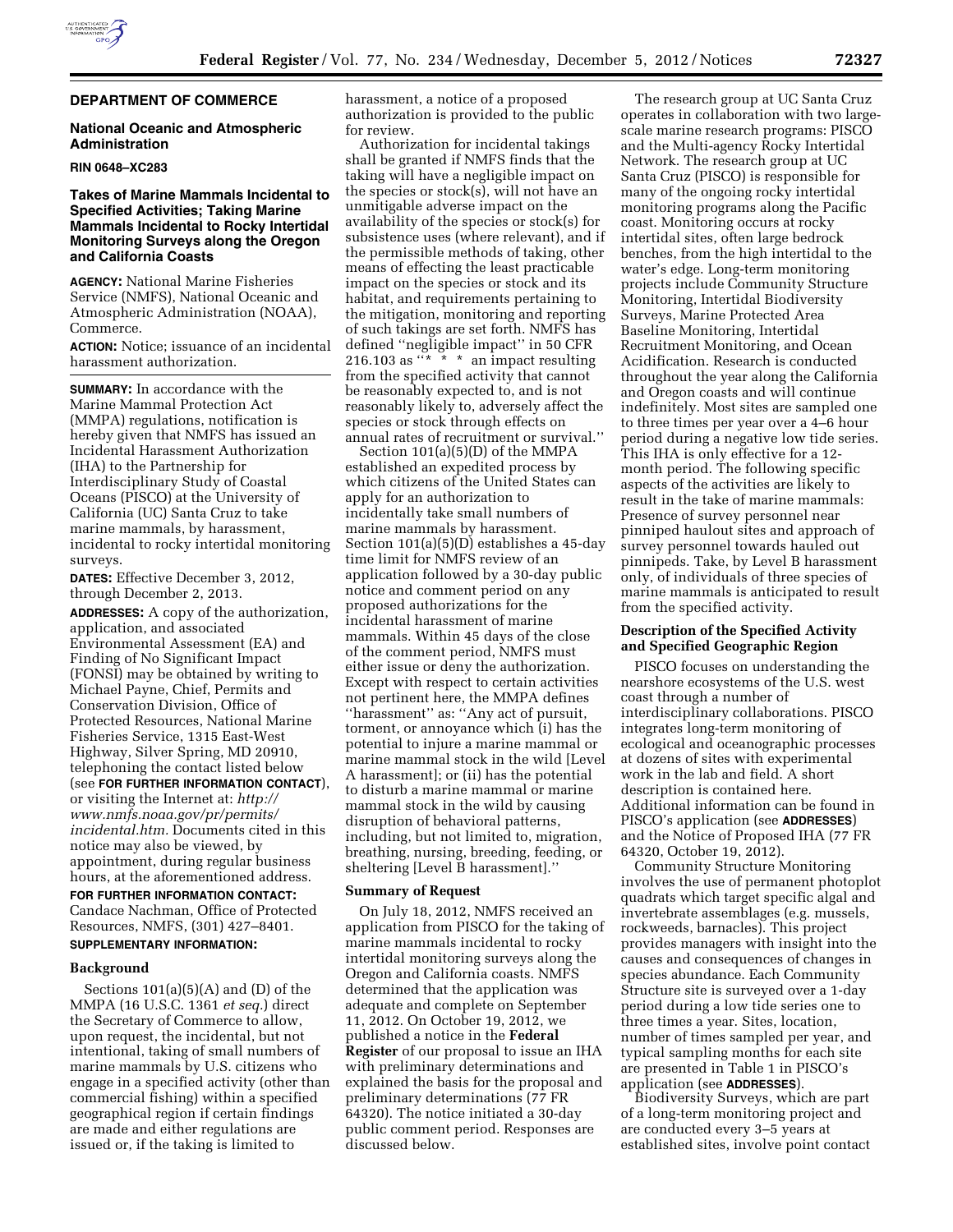**DEPARTMENT OF COMMERCE**

**National Oceanic and Atmospheric Administration**

**RIN 0648–XC283**

**Takes of Marine Mammals Incidental to Specified Activities; Taking Marine Mammals Incidental to Rocky Intertidal Monitoring Surveys along the Oregon and California Coasts**

**AGENCY:** National Marine Fisheries Service (NMFS), National Oceanic and Atmospheric Administration (NOAA), Commerce.

**ACTION:** Notice; issuance of an incidental harassment authorization.

**SUMMARY:** In accordance with the Marine Mammal Protection Act (MMPA) regulations, notification is hereby given that NMFS has issued an Incidental Harassment Authorization (IHA) to the Partnership for Interdisciplinary Study of Coastal Oceans (PISCO) at the University of California (UC) Santa Cruz to take marine mammals, by harassment, incidental to rocky intertidal monitoring surveys.

**DATES:** Effective December 3, 2012, through December 2, 2013.

**ADDRESSES:** A copy of the authorization, application, and associated Environmental Assessment (EA) and Finding of No Significant Impact (FONSI) may be obtained by writing to Michael Payne, Chief, Permits and Conservation Division, Office of Protected Resources, National Marine Fisheries Service, 1315 East-West Highway, Silver Spring, MD 20910, telephoning the contact listed below (see **FOR FURTHER INFORMATION CONTACT**), or visiting the Internet at: *http://www.nmfs.noaa.gov/pr/permits/incidental.htm.* Documents cited in this notice may also be viewed, by appointment, during regular business hours, at the aforementioned address.

**FOR FURTHER INFORMATION CONTACT:** Candace Nachman, Office of Protected Resources, NMFS, (301) 427–8401.

**SUPPLEMENTARY INFORMATION:**

**Background**

Sections 101(a)(5)(A) and (D) of the MMPA (16 U.S.C. 1361 *et seq.*) direct the Secretary of Commerce to allow, upon request, the incidental, but not intentional, taking of small numbers of marine mammals by U.S. citizens who engage in a specified activity (other than commercial fishing) within a specified geographical region if certain findings are made and either regulations are issued or, if the taking is limited to harassment, a notice of a proposed authorization is provided to the public for review.

Authorization for incidental takings shall be granted if NMFS finds that the taking will have a negligible impact on the species or stock(s), will not have an unmitigable adverse impact on the availability of the species or stock(s) for subsistence uses (where relevant), and if the permissible methods of taking, other means of effecting the least practicable impact on the species or stock and its habitat, and requirements pertaining to the mitigation, monitoring and reporting of such takings are set forth. NMFS has defined "negligible impact" in 50 CFR 216.103 as "* * * an impact resulting from the specified activity that cannot be reasonably expected to, and is not reasonably likely to, adversely affect the species or stock through effects on annual rates of recruitment or survival."

Section 101(a)(5)(D) of the MMPA established an expedited process by which citizens of the United States can apply for an authorization to incidentally take small numbers of marine mammals by harassment. Section 101(a)(5)(D) establishes a 45-day time limit for NMFS review of an application followed by a 30-day public notice and comment period on any proposed authorizations for the incidental harassment of marine mammals. Within 45 days of the close of the comment period, NMFS must either issue or deny the authorization. Except with respect to certain activities not pertinent here, the MMPA defines "harassment" as: "Any act of pursuit, torment, or annoyance which (i) has the potential to injure a marine mammal or marine mammal stock in the wild [Level A harassment]; or (ii) has the potential to disturb a marine mammal or marine mammal stock in the wild by causing disruption of behavioral patterns, including, but not limited to, migration, breathing, nursing, breeding, feeding, or sheltering [Level B harassment]."

**Summary of Request**

On July 18, 2012, NMFS received an application from PISCO for the taking of marine mammals incidental to rocky intertidal monitoring surveys along the Oregon and California coasts. NMFS determined that the application was adequate and complete on September 11, 2012. On October 19, 2012, we published a notice in the **Federal Register** of our proposal to issue an IHA with preliminary determinations and explained the basis for the proposal and preliminary determinations (77 FR 64320). The notice initiated a 30-day public comment period. Responses are discussed below.

The research group at UC Santa Cruz operates in collaboration with two large-scale marine research programs: PISCO and the Multi-agency Rocky Intertidal Network. The research group at UC Santa Cruz (PISCO) is responsible for many of the ongoing rocky intertidal monitoring programs along the Pacific coast. Monitoring occurs at rocky intertidal sites, often large bedrock benches, from the high intertidal to the water's edge. Long-term monitoring projects include Community Structure Monitoring, Intertidal Biodiversity Surveys, Marine Protected Area Baseline Monitoring, Intertidal Recruitment Monitoring, and Ocean Acidification. Research is conducted throughout the year along the California and Oregon coasts and will continue indefinitely. Most sites are sampled one to three times per year over a 4–6 hour period during a negative low tide series. This IHA is only effective for a 12-month period. The following specific aspects of the activities are likely to result in the take of marine mammals: Presence of survey personnel near pinniped haulout sites and approach of survey personnel towards hauled out pinnipeds. Take, by Level B harassment only, of individuals of three species of marine mammals is anticipated to result from the specified activity.

**Description of the Specified Activity and Specified Geographic Region**

PISCO focuses on understanding the nearshore ecosystems of the U.S. west coast through a number of interdisciplinary collaborations. PISCO integrates long-term monitoring of ecological and oceanographic processes at dozens of sites with experimental work in the lab and field. A short description is contained here. Additional information can be found in PISCO's application (see **ADDRESSES**) and the Notice of Proposed IHA (77 FR 64320, October 19, 2012).

Community Structure Monitoring involves the use of permanent photoplot quadrats which target specific algal and invertebrate assemblages (e.g. mussels, rockweeds, barnacles). This project provides managers with insight into the causes and consequences of changes in species abundance. Each Community Structure site is surveyed over a 1-day period during a low tide series one to three times a year. Sites, location, number of times sampled per year, and typical sampling months for each site are presented in Table 1 in PISCO's application (see **ADDRESSES**).

Biodiversity Surveys, which are part of a long-term monitoring project and are conducted every 3–5 years at established sites, involve point contact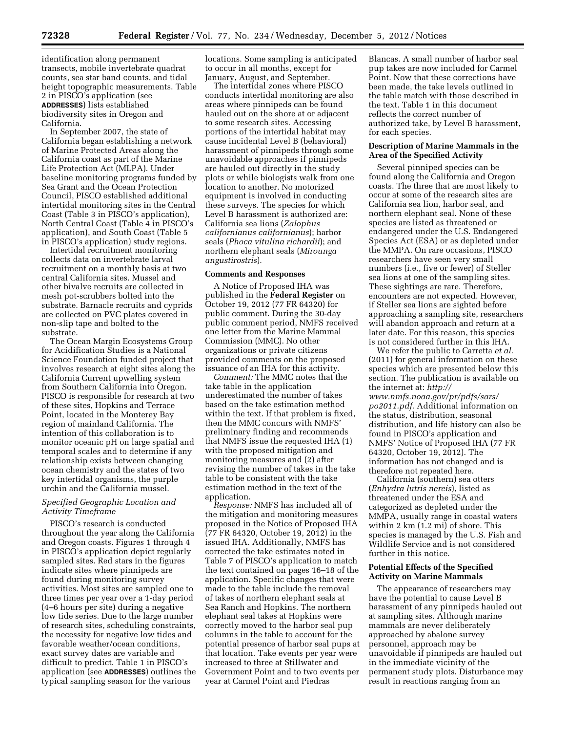identification along permanent transects, mobile invertebrate quadrat counts, sea star band counts, and tidal height topographic measurements. Table 2 in PISCO's application (see **ADDRESSES**) lists established biodiversity sites in Oregon and California.

In September 2007, the state of California began establishing a network of Marine Protected Areas along the California coast as part of the Marine Life Protection Act (MLPA). Under baseline monitoring programs funded by Sea Grant and the Ocean Protection Council, PISCO established additional intertidal monitoring sites in the Central Coast (Table 3 in PISCO's application), North Central Coast (Table 4 in PISCO's application), and South Coast (Table 5 in PISCO's application) study regions.

Intertidal recruitment monitoring collects data on invertebrate larval recruitment on a monthly basis at two central California sites. Mussel and other bivalve recruits are collected in mesh pot-scrubbers bolted into the substrate. Barnacle recruits and cyprids are collected on PVC plates covered in non-slip tape and bolted to the substrate.

The Ocean Margin Ecosystems Group for Acidification Studies is a National Science Foundation funded project that involves research at eight sites along the California Current upwelling system from Southern California into Oregon. PISCO is responsible for research at two of these sites, Hopkins and Terrace Point, located in the Monterey Bay region of mainland California. The intention of this collaboration is to monitor oceanic pH on large spatial and temporal scales and to determine if any relationship exists between changing ocean chemistry and the states of two key intertidal organisms, the purple urchin and the California mussel.

### *Specified Geographic Location and Activity Timeframe*

PISCO's research is conducted throughout the year along the California and Oregon coasts. Figures 1 through 4 in PISCO's application depict regularly sampled sites. Red stars in the figures indicate sites where pinnipeds are found during monitoring survey activities. Most sites are sampled one to three times per year over a 1-day period (4–6 hours per site) during a negative low tide series. Due to the large number of research sites, scheduling constraints, the necessity for negative low tides and favorable weather/ocean conditions, exact survey dates are variable and difficult to predict. Table 1 in PISCO's application (see **ADDRESSES**) outlines the typical sampling season for the various locations. Some sampling is anticipated to occur in all months, except for January, August, and September.

The intertidal zones where PISCO conducts intertidal monitoring are also areas where pinnipeds can be found hauled out on the shore at or adjacent to some research sites. Accessing portions of the intertidal habitat may cause incidental Level B (behavioral) harassment of pinnipeds through some unavoidable approaches if pinnipeds are hauled out directly in the study plots or while biologists walk from one location to another. No motorized equipment is involved in conducting these surveys. The species for which Level B harassment is authorized are: California sea lions (*Zalophus californianus californianus*); harbor seals (*Phoca vitulina richardii*); and northern elephant seals (*Mirounga angustirostris*).

### Comments and Responses

A Notice of Proposed IHA was published in the **Federal Register** on October 19, 2012 (77 FR 64320) for public comment. During the 30-day public comment period, NMFS received one letter from the Marine Mammal Commission (MMC). No other organizations or private citizens provided comments on the proposed issuance of an IHA for this activity.

*Comment:* The MMC notes that the take table in the application underestimated the number of takes based on the take estimation method within the text. If that problem is fixed, then the MMC concurs with NMFS' preliminary finding and recommends that NMFS issue the requested IHA (1) with the proposed mitigation and monitoring measures and (2) after revising the number of takes in the take table to be consistent with the take estimation method in the text of the application.

*Response:* NMFS has included all of the mitigation and monitoring measures proposed in the Notice of Proposed IHA (77 FR 64320, October 19, 2012) in the issued IHA. Additionally, NMFS has corrected the take estimates noted in Table 7 of PISCO's application to match the text contained on pages 16–18 of the application. Specific changes that were made to the table include the removal of takes of northern elephant seals at Sea Ranch and Hopkins. The northern elephant seal takes at Hopkins were correctly moved to the harbor seal pup columns in the table to account for the potential presence of harbor seal pups at that location. Take events per year were increased to three at Stillwater and Government Point and to two events per year at Carmel Point and Piedras Blancas. A small number of harbor seal pup takes are now included for Carmel Point. Now that these corrections have been made, the take levels outlined in the table match with those described in the text. Table 1 in this document reflects the correct number of authorized take, by Level B harassment, for each species.

### Description of Marine Mammals in the Area of the Specified Activity

Several pinniped species can be found along the California and Oregon coasts. The three that are most likely to occur at some of the research sites are California sea lion, harbor seal, and northern elephant seal. None of these species are listed as threatened or endangered under the U.S. Endangered Species Act (ESA) or as depleted under the MMPA. On rare occasions, PISCO researchers have seen very small numbers (i.e., five or fewer) of Steller sea lions at one of the sampling sites. These sightings are rare. Therefore, encounters are not expected. However, if Steller sea lions are sighted before approaching a sampling site, researchers will abandon approach and return at a later date. For this reason, this species is not considered further in this IHA.

We refer the public to Carretta *et al.* (2011) for general information on these species which are presented below this section. The publication is available on the internet at: *http://www.nmfs.noaa.gov/pr/pdfs/sars/po2011.pdf.* Additional information on the status, distribution, seasonal distribution, and life history can also be found in PISCO's application and NMFS' Notice of Proposed IHA (77 FR 64320, October 19, 2012). The information has not changed and is therefore not repeated here.

California (southern) sea otters (*Enhydra lutris nereis*), listed as threatened under the ESA and categorized as depleted under the MMPA, usually range in coastal waters within 2 km (1.2 mi) of shore. This species is managed by the U.S. Fish and Wildlife Service and is not considered further in this notice.

### Potential Effects of the Specified Activity on Marine Mammals

The appearance of researchers may have the potential to cause Level B harassment of any pinnipeds hauled out at sampling sites. Although marine mammals are never deliberately approached by abalone survey personnel, approach may be unavoidable if pinnipeds are hauled out in the immediate vicinity of the permanent study plots. Disturbance may result in reactions ranging from an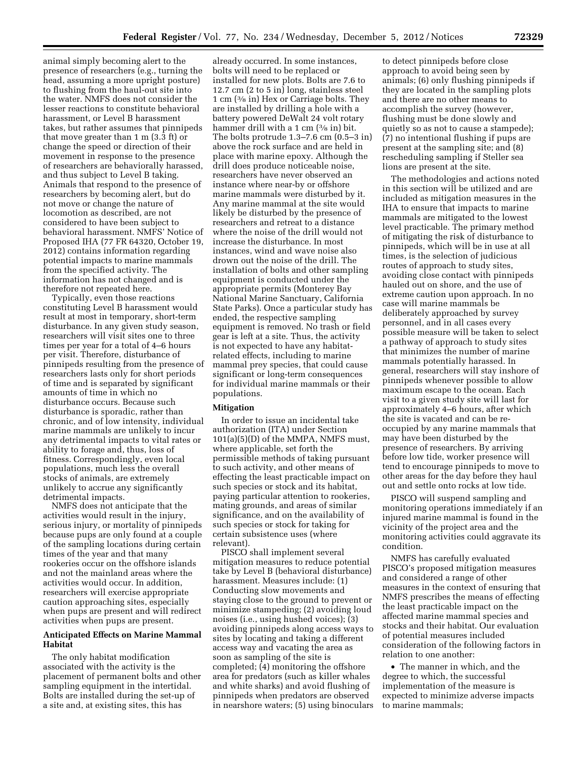animal simply becoming alert to the presence of researchers (e.g., turning the head, assuming a more upright posture) to flushing from the haul-out site into the water. NMFS does not consider the lesser reactions to constitute behavioral harassment, or Level B harassment takes, but rather assumes that pinnipeds that move greater than 1 m (3.3 ft) or change the speed or direction of their movement in response to the presence of researchers are behaviorally harassed, and thus subject to Level B taking. Animals that respond to the presence of researchers by becoming alert, but do not move or change the nature of locomotion as described, are not considered to have been subject to behavioral harassment. NMFS' Notice of Proposed IHA (77 FR 64320, October 19, 2012) contains information regarding potential impacts to marine mammals from the specified activity. The information has not changed and is therefore not repeated here.

Typically, even those reactions constituting Level B harassment would result at most in temporary, short-term disturbance. In any given study season, researchers will visit sites one to three times per year for a total of 4–6 hours per visit. Therefore, disturbance of pinnipeds resulting from the presence of researchers lasts only for short periods of time and is separated by significant amounts of time in which no disturbance occurs. Because such disturbance is sporadic, rather than chronic, and of low intensity, individual marine mammals are unlikely to incur any detrimental impacts to vital rates or ability to forage and, thus, loss of fitness. Correspondingly, even local populations, much less the overall stocks of animals, are extremely unlikely to accrue any significantly detrimental impacts.

NMFS does not anticipate that the activities would result in the injury, serious injury, or mortality of pinnipeds because pups are only found at a couple of the sampling locations during certain times of the year and that many rookeries occur on the offshore islands and not the mainland areas where the activities would occur. In addition, researchers will exercise appropriate caution approaching sites, especially when pups are present and will redirect activities when pups are present.

## Anticipated Effects on Marine Mammal Habitat

The only habitat modification associated with the activity is the placement of permanent bolts and other sampling equipment in the intertidal. Bolts are installed during the set-up of a site and, at existing sites, this has already occurred. In some instances, bolts will need to be replaced or installed for new plots. Bolts are 7.6 to 12.7 cm (2 to 5 in) long, stainless steel 1 cm (3/8 in) Hex or Carriage bolts. They are installed by drilling a hole with a battery powered DeWalt 24 volt rotary hammer drill with a 1 cm (3/8 in) bit. The bolts protrude 1.3–7.6 cm (0.5–3 in) above the rock surface and are held in place with marine epoxy. Although the drill does produce noticeable noise, researchers have never observed an instance where near-by or offshore marine mammals were disturbed by it. Any marine mammal at the site would likely be disturbed by the presence of researchers and retreat to a distance where the noise of the drill would not increase the disturbance. In most instances, wind and wave noise also drown out the noise of the drill. The installation of bolts and other sampling equipment is conducted under the appropriate permits (Monterey Bay National Marine Sanctuary, California State Parks). Once a particular study has ended, the respective sampling equipment is removed. No trash or field gear is left at a site. Thus, the activity is not expected to have any habitat-related effects, including to marine mammal prey species, that could cause significant or long-term consequences for individual marine mammals or their populations.

## Mitigation

In order to issue an incidental take authorization (ITA) under Section 101(a)(5)(D) of the MMPA, NMFS must, where applicable, set forth the permissible methods of taking pursuant to such activity, and other means of effecting the least practicable impact on such species or stock and its habitat, paying particular attention to rookeries, mating grounds, and areas of similar significance, and on the availability of such species or stock for taking for certain subsistence uses (where relevant).

PISCO shall implement several mitigation measures to reduce potential take by Level B (behavioral disturbance) harassment. Measures include: (1) Conducting slow movements and staying close to the ground to prevent or minimize stampeding; (2) avoiding loud noises (i.e., using hushed voices); (3) avoiding pinnipeds along access ways to sites by locating and taking a different access way and vacating the area as soon as sampling of the site is completed; (4) monitoring the offshore area for predators (such as killer whales and white sharks) and avoid flushing of pinnipeds when predators are observed in nearshore waters; (5) using binoculars to detect pinnipeds before close approach to avoid being seen by animals; (6) only flushing pinnipeds if they are located in the sampling plots and there are no other means to accomplish the survey (however, flushing must be done slowly and quietly so as not to cause a stampede); (7) no intentional flushing if pups are present at the sampling site; and (8) rescheduling sampling if Steller sea lions are present at the site.

The methodologies and actions noted in this section will be utilized and are included as mitigation measures in the IHA to ensure that impacts to marine mammals are mitigated to the lowest level practicable. The primary method of mitigating the risk of disturbance to pinnipeds, which will be in use at all times, is the selection of judicious routes of approach to study sites, avoiding close contact with pinnipeds hauled out on shore, and the use of extreme caution upon approach. In no case will marine mammals be deliberately approached by survey personnel, and in all cases every possible measure will be taken to select a pathway of approach to study sites that minimizes the number of marine mammals potentially harassed. In general, researchers will stay inshore of pinnipeds whenever possible to allow maximum escape to the ocean. Each visit to a given study site will last for approximately 4–6 hours, after which the site is vacated and can be re-occupied by any marine mammals that may have been disturbed by the presence of researchers. By arriving before low tide, worker presence will tend to encourage pinnipeds to move to other areas for the day before they haul out and settle onto rocks at low tide.

PISCO will suspend sampling and monitoring operations immediately if an injured marine mammal is found in the vicinity of the project area and the monitoring activities could aggravate its condition.

NMFS has carefully evaluated PISCO's proposed mitigation measures and considered a range of other measures in the context of ensuring that NMFS prescribes the means of effecting the least practicable impact on the affected marine mammal species and stocks and their habitat. Our evaluation of potential measures included consideration of the following factors in relation to one another:

- The manner in which, and the degree to which, the successful implementation of the measure is expected to minimize adverse impacts to marine mammals;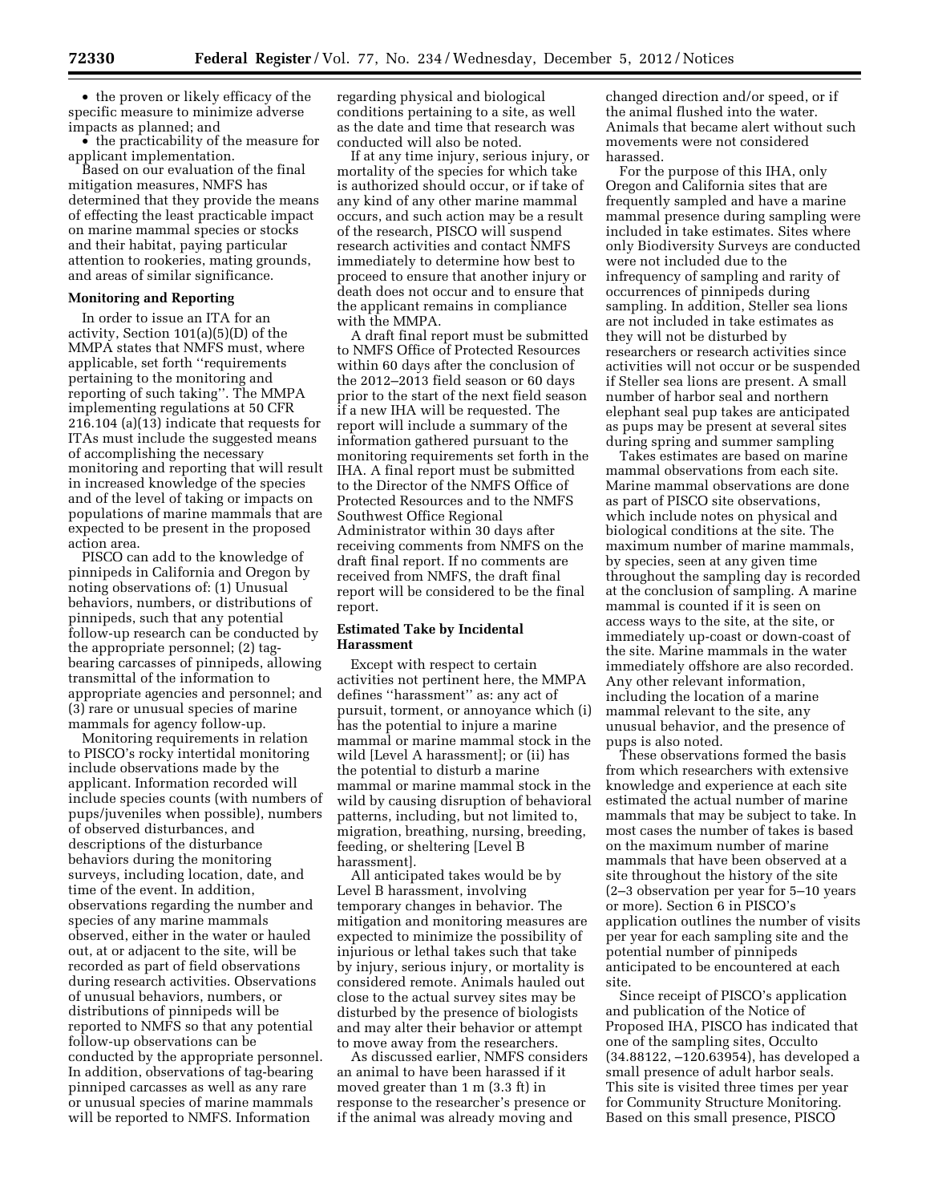• the proven or likely efficacy of the specific measure to minimize adverse impacts as planned; and

• the practicability of the measure for applicant implementation.

Based on our evaluation of the final mitigation measures, NMFS has determined that they provide the means of effecting the least practicable impact on marine mammal species or stocks and their habitat, paying particular attention to rookeries, mating grounds, and areas of similar significance.

**Monitoring and Reporting**

In order to issue an ITA for an activity, Section 101(a)(5)(D) of the MMPA states that NMFS must, where applicable, set forth ''requirements pertaining to the monitoring and reporting of such taking''. The MMPA implementing regulations at 50 CFR 216.104 (a)(13) indicate that requests for ITAs must include the suggested means of accomplishing the necessary monitoring and reporting that will result in increased knowledge of the species and of the level of taking or impacts on populations of marine mammals that are expected to be present in the proposed action area.

PISCO can add to the knowledge of pinnipeds in California and Oregon by noting observations of: (1) Unusual behaviors, numbers, or distributions of pinnipeds, such that any potential follow-up research can be conducted by the appropriate personnel; (2) tag-bearing carcasses of pinnipeds, allowing transmittal of the information to appropriate agencies and personnel; and (3) rare or unusual species of marine mammals for agency follow-up.

Monitoring requirements in relation to PISCO's rocky intertidal monitoring include observations made by the applicant. Information recorded will include species counts (with numbers of pups/juveniles when possible), numbers of observed disturbances, and descriptions of the disturbance behaviors during the monitoring surveys, including location, date, and time of the event. In addition, observations regarding the number and species of any marine mammals observed, either in the water or hauled out, at or adjacent to the site, will be recorded as part of field observations during research activities. Observations of unusual behaviors, numbers, or distributions of pinnipeds will be reported to NMFS so that any potential follow-up observations can be conducted by the appropriate personnel. In addition, observations of tag-bearing pinniped carcasses as well as any rare or unusual species of marine mammals will be reported to NMFS. Information regarding physical and biological conditions pertaining to a site, as well as the date and time that research was conducted will also be noted.

If at any time injury, serious injury, or mortality of the species for which take is authorized should occur, or if take of any kind of any other marine mammal occurs, and such action may be a result of the research, PISCO will suspend research activities and contact NMFS immediately to determine how best to proceed to ensure that another injury or death does not occur and to ensure that the applicant remains in compliance with the MMPA.

A draft final report must be submitted to NMFS Office of Protected Resources within 60 days after the conclusion of the 2012–2013 field season or 60 days prior to the start of the next field season if a new IHA will be requested. The report will include a summary of the information gathered pursuant to the monitoring requirements set forth in the IHA. A final report must be submitted to the Director of the NMFS Office of Protected Resources and to the NMFS Southwest Office Regional Administrator within 30 days after receiving comments from NMFS on the draft final report. If no comments are received from NMFS, the draft final report will be considered to be the final report.

**Estimated Take by Incidental Harassment**

Except with respect to certain activities not pertinent here, the MMPA defines ''harassment'' as: any act of pursuit, torment, or annoyance which (i) has the potential to injure a marine mammal or marine mammal stock in the wild [Level A harassment]; or (ii) has the potential to disturb a marine mammal or marine mammal stock in the wild by causing disruption of behavioral patterns, including, but not limited to, migration, breathing, nursing, breeding, feeding, or sheltering [Level B harassment].

All anticipated takes would be by Level B harassment, involving temporary changes in behavior. The mitigation and monitoring measures are expected to minimize the possibility of injurious or lethal takes such that take by injury, serious injury, or mortality is considered remote. Animals hauled out close to the actual survey sites may be disturbed by the presence of biologists and may alter their behavior or attempt to move away from the researchers.

As discussed earlier, NMFS considers an animal to have been harassed if it moved greater than 1 m (3.3 ft) in response to the researcher's presence or if the animal was already moving and changed direction and/or speed, or if the animal flushed into the water. Animals that became alert without such movements were not considered harassed.

For the purpose of this IHA, only Oregon and California sites that are frequently sampled and have a marine mammal presence during sampling were included in take estimates. Sites where only Biodiversity Surveys are conducted were not included due to the infrequency of sampling and rarity of occurrences of pinnipeds during sampling. In addition, Steller sea lions are not included in take estimates as they will not be disturbed by researchers or research activities since activities will not occur or be suspended if Steller sea lions are present. A small number of harbor seal and northern elephant seal pup takes are anticipated as pups may be present at several sites during spring and summer sampling

Takes estimates are based on marine mammal observations from each site. Marine mammal observations are done as part of PISCO site observations, which include notes on physical and biological conditions at the site. The maximum number of marine mammals, by species, seen at any given time throughout the sampling day is recorded at the conclusion of sampling. A marine mammal is counted if it is seen on access ways to the site, at the site, or immediately up-coast or down-coast of the site. Marine mammals in the water immediately offshore are also recorded. Any other relevant information, including the location of a marine mammal relevant to the site, any unusual behavior, and the presence of pups is also noted.

These observations formed the basis from which researchers with extensive knowledge and experience at each site estimated the actual number of marine mammals that may be subject to take. In most cases the number of takes is based on the maximum number of marine mammals that have been observed at a site throughout the history of the site (2–3 observation per year for 5–10 years or more). Section 6 in PISCO's application outlines the number of visits per year for each sampling site and the potential number of pinnipeds anticipated to be encountered at each site.

Since receipt of PISCO's application and publication of the Notice of Proposed IHA, PISCO has indicated that one of the sampling sites, Occulto (34.88122, –120.63954), has developed a small presence of adult harbor seals. This site is visited three times per year for Community Structure Monitoring. Based on this small presence, PISCO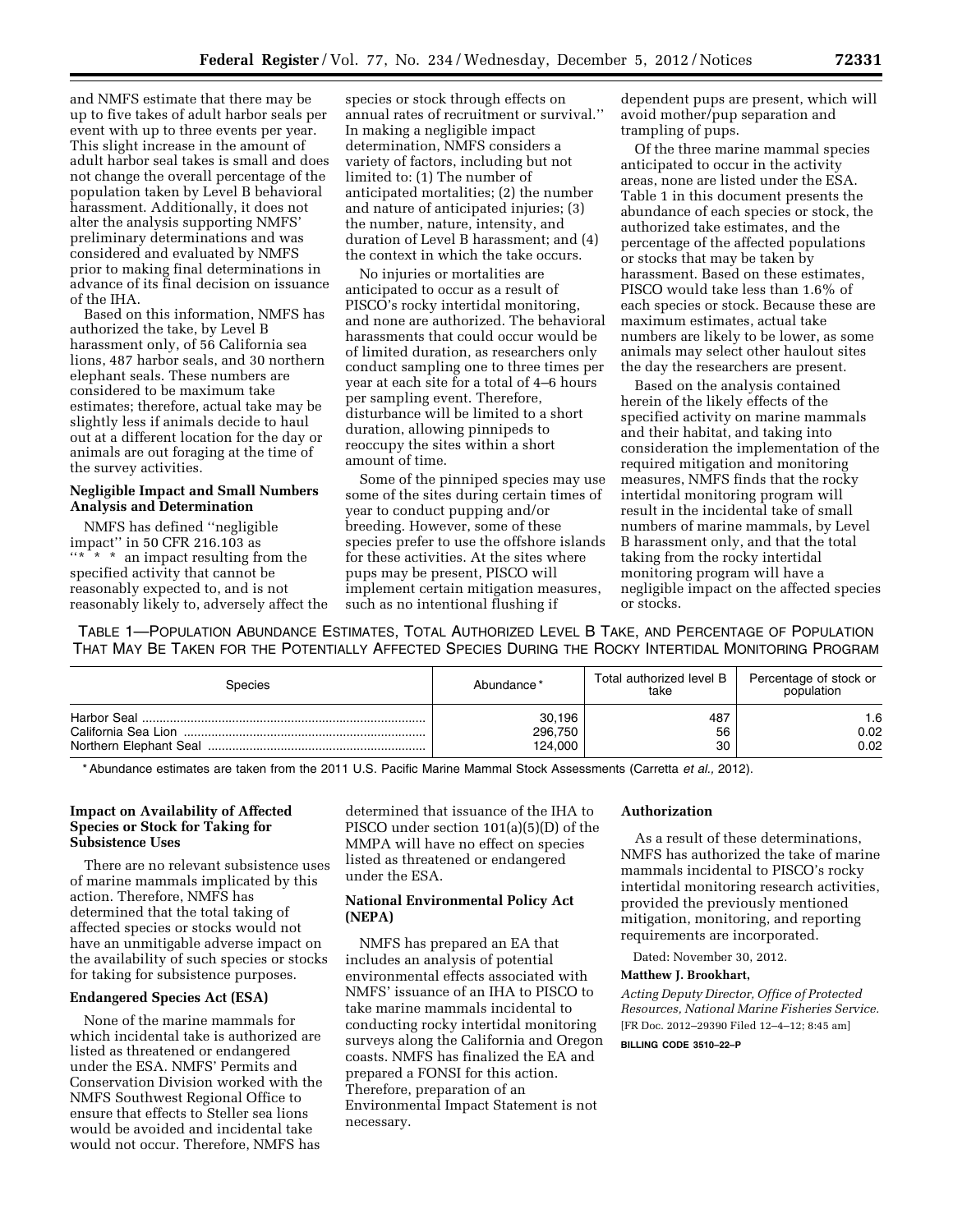and NMFS estimate that there may be up to five takes of adult harbor seals per event with up to three events per year. This slight increase in the amount of adult harbor seal takes is small and does not change the overall percentage of the population taken by Level B behavioral harassment. Additionally, it does not alter the analysis supporting NMFS' preliminary determinations and was considered and evaluated by NMFS prior to making final determinations in advance of its final decision on issuance of the IHA.

Based on this information, NMFS has authorized the take, by Level B harassment only, of 56 California sea lions, 487 harbor seals, and 30 northern elephant seals. These numbers are considered to be maximum take estimates; therefore, actual take may be slightly less if animals decide to haul out at a different location for the day or animals are out foraging at the time of the survey activities.

### Negligible Impact and Small Numbers Analysis and Determination

NMFS has defined ''negligible impact'' in 50 CFR 216.103 as ''* * * an impact resulting from the specified activity that cannot be reasonably expected to, and is not reasonably likely to, adversely affect the species or stock through effects on annual rates of recruitment or survival.'' In making a negligible impact determination, NMFS considers a variety of factors, including but not limited to: (1) The number of anticipated mortalities; (2) the number and nature of anticipated injuries; (3) the number, nature, intensity, and duration of Level B harassment; and (4) the context in which the take occurs.

No injuries or mortalities are anticipated to occur as a result of PISCO's rocky intertidal monitoring, and none are authorized. The behavioral harassments that could occur would be of limited duration, as researchers only conduct sampling one to three times per year at each site for a total of 4–6 hours per sampling event. Therefore, disturbance will be limited to a short duration, allowing pinnipeds to reoccupy the sites within a short amount of time.

Some of the pinniped species may use some of the sites during certain times of year to conduct pupping and/or breeding. However, some of these species prefer to use the offshore islands for these activities. At the sites where pups may be present, PISCO will implement certain mitigation measures, such as no intentional flushing if dependent pups are present, which will avoid mother/pup separation and trampling of pups.

Of the three marine mammal species anticipated to occur in the activity areas, none are listed under the ESA. Table 1 in this document presents the abundance of each species or stock, the authorized take estimates, and the percentage of the affected populations or stocks that may be taken by harassment. Based on these estimates, PISCO would take less than 1.6% of each species or stock. Because these are maximum estimates, actual take numbers are likely to be lower, as some animals may select other haulout sites the day the researchers are present.

Based on the analysis contained herein of the likely effects of the specified activity on marine mammals and their habitat, and taking into consideration the implementation of the required mitigation and monitoring measures, NMFS finds that the rocky intertidal monitoring program will result in the incidental take of small numbers of marine mammals, by Level B harassment only, and that the total taking from the rocky intertidal monitoring program will have a negligible impact on the affected species or stocks.

TABLE 1—POPULATION ABUNDANCE ESTIMATES, TOTAL AUTHORIZED LEVEL B TAKE, AND PERCENTAGE OF POPULATION THAT MAY BE TAKEN FOR THE POTENTIALLY AFFECTED SPECIES DURING THE ROCKY INTERTIDAL MONITORING PROGRAM

| Species | Abundance* | Total authorized level B take | Percentage of stock or population |
|---|---|---|---|
| Harbor Seal | 30,196 | 487 | 1.6 |
| California Sea Lion | 296,750 | 56 | 0.02 |
| Northern Elephant Seal | 124,000 | 30 | 0.02 |

* Abundance estimates are taken from the 2011 U.S. Pacific Marine Mammal Stock Assessments (Carretta *et al.,* 2012).

### Impact on Availability of Affected Species or Stock for Taking for Subsistence Uses

There are no relevant subsistence uses of marine mammals implicated by this action. Therefore, NMFS has determined that the total taking of affected species or stocks would not have an unmitigable adverse impact on the availability of such species or stocks for taking for subsistence purposes.

### Endangered Species Act (ESA)

None of the marine mammals for which incidental take is authorized are listed as threatened or endangered under the ESA. NMFS' Permits and Conservation Division worked with the NMFS Southwest Regional Office to ensure that effects to Steller sea lions would be avoided and incidental take would not occur. Therefore, NMFS has determined that issuance of the IHA to PISCO under section 101(a)(5)(D) of the MMPA will have no effect on species listed as threatened or endangered under the ESA.

### National Environmental Policy Act (NEPA)

NMFS has prepared an EA that includes an analysis of potential environmental effects associated with NMFS' issuance of an IHA to PISCO to take marine mammals incidental to conducting rocky intertidal monitoring surveys along the California and Oregon coasts. NMFS has finalized the EA and prepared a FONSI for this action. Therefore, preparation of an Environmental Impact Statement is not necessary.

### Authorization

As a result of these determinations, NMFS has authorized the take of marine mammals incidental to PISCO's rocky intertidal monitoring research activities, provided the previously mentioned mitigation, monitoring, and reporting requirements are incorporated.

Dated: November 30, 2012.

**Matthew J. Brookhart,**

*Acting Deputy Director, Office of Protected Resources, National Marine Fisheries Service.*

[FR Doc. 2012–29390 Filed 12–4–12; 8:45 am]

**BILLING CODE 3510–22–P**